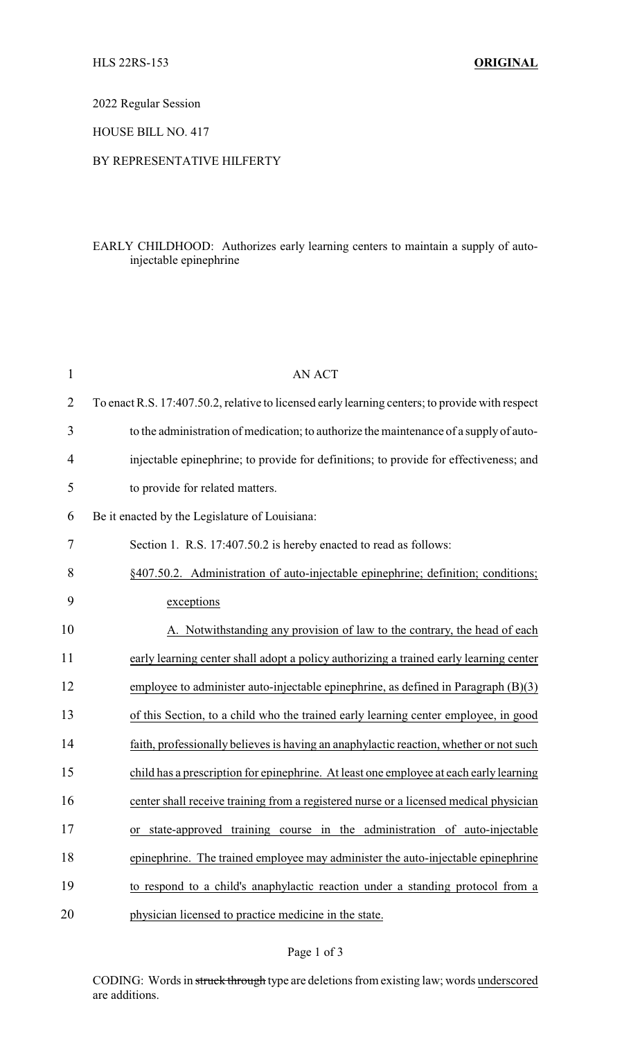HLS 22RS-153 **ORIGINAL**

2022 Regular Session

HOUSE BILL NO. 417

BY REPRESENTATIVE HILFERTY

EARLY CHILDHOOD: Authorizes early learning centers to maintain a supply of auto-injectable epinephrine

AN ACT

To enact R.S. 17:407.50.2, relative to licensed early learning centers; to provide with respect to the administration of medication; to authorize the maintenance of a supply of auto-injectable epinephrine; to provide for definitions; to provide for effectiveness; and to provide for related matters.

Be it enacted by the Legislature of Louisiana:

Section 1. R.S. 17:407.50.2 is hereby enacted to read as follows:

§407.50.2. Administration of auto-injectable epinephrine; definition; conditions; exceptions

A. Notwithstanding any provision of law to the contrary, the head of each early learning center shall adopt a policy authorizing a trained early learning center employee to administer auto-injectable epinephrine, as defined in Paragraph (B)(3) of this Section, to a child who the trained early learning center employee, in good faith, professionally believes is having an anaphylactic reaction, whether or not such child has a prescription for epinephrine. At least one employee at each early learning center shall receive training from a registered nurse or a licensed medical physician or state-approved training course in the administration of auto-injectable epinephrine. The trained employee may administer the auto-injectable epinephrine to respond to a child's anaphylactic reaction under a standing protocol from a physician licensed to practice medicine in the state.

CODING: Words in ~~struck through~~ type are deletions from existing law; words underscored are additions.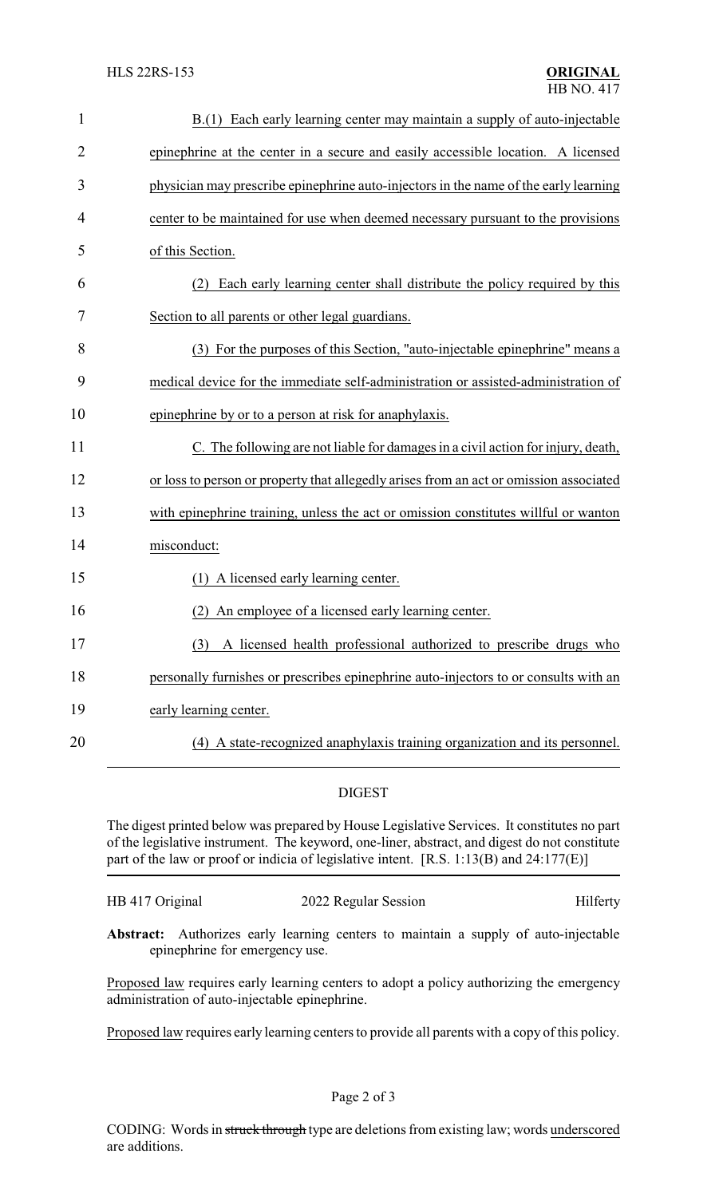B.(1) Each early learning center may maintain a supply of auto-injectable epinephrine at the center in a secure and easily accessible location. A licensed physician may prescribe epinephrine auto-injectors in the name of the early learning center to be maintained for use when deemed necessary pursuant to the provisions of this Section.

(2) Each early learning center shall distribute the policy required by this Section to all parents or other legal guardians.

(3) For the purposes of this Section, "auto-injectable epinephrine" means a medical device for the immediate self-administration or assisted-administration of epinephrine by or to a person at risk for anaphylaxis.

C. The following are not liable for damages in a civil action for injury, death, or loss to person or property that allegedly arises from an act or omission associated with epinephrine training, unless the act or omission constitutes willful or wanton misconduct:

(1) A licensed early learning center.

(2) An employee of a licensed early learning center.

(3) A licensed health professional authorized to prescribe drugs who personally furnishes or prescribes epinephrine auto-injectors to or consults with an early learning center.

(4) A state-recognized anaphylaxis training organization and its personnel.

## DIGEST

The digest printed below was prepared by House Legislative Services. It constitutes no part of the legislative instrument. The keyword, one-liner, abstract, and digest do not constitute part of the law or proof or indicia of legislative intent. [R.S. 1:13(B) and 24:177(E)]

HB 417 Original — 2022 Regular Session — Hilferty

**Abstract:** Authorizes early learning centers to maintain a supply of auto-injectable epinephrine for emergency use.

Proposed law requires early learning centers to adopt a policy authorizing the emergency administration of auto-injectable epinephrine.

Proposed law requires early learning centers to provide all parents with a copy of this policy.

CODING: Words in ~~struck through~~ type are deletions from existing law; words underscored are additions.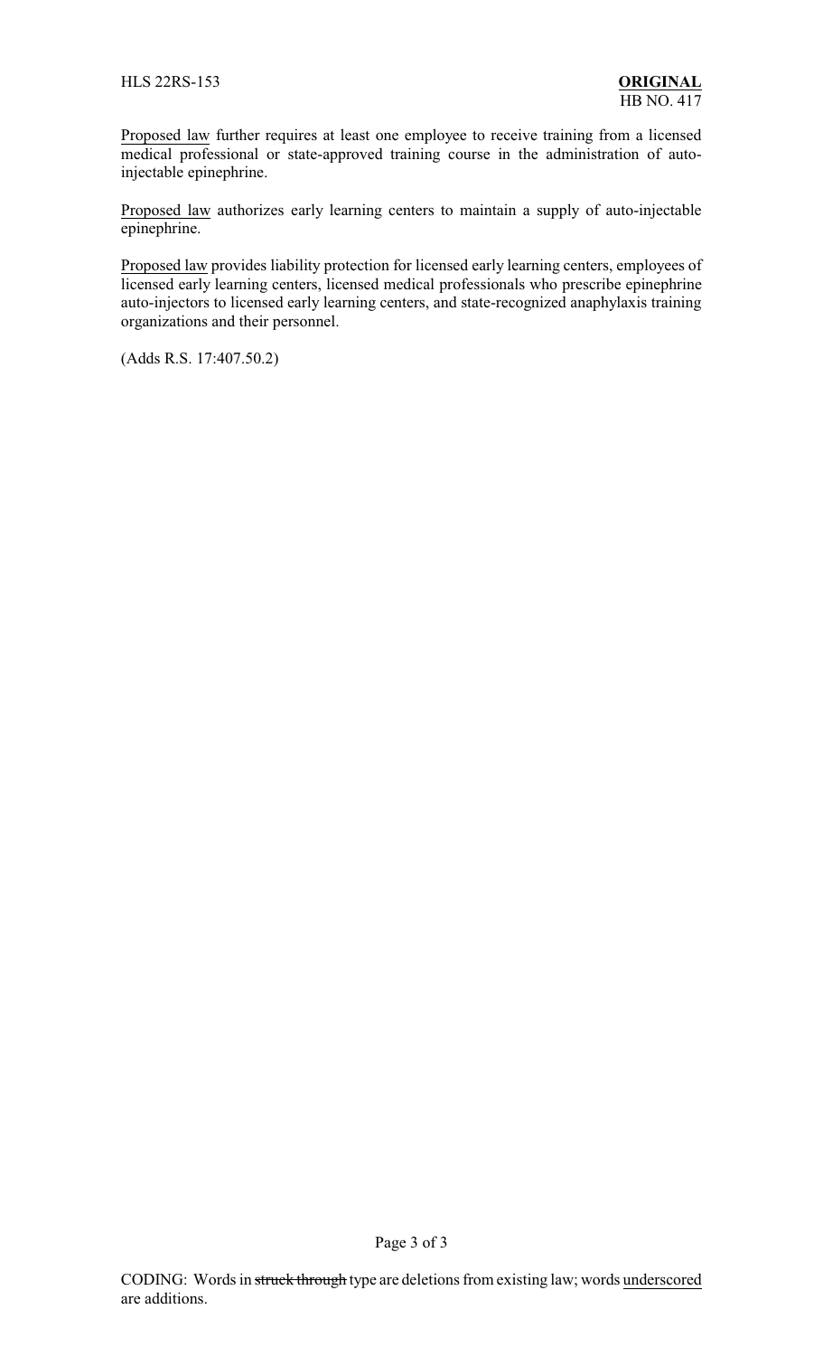Proposed law further requires at least one employee to receive training from a licensed medical professional or state-approved training course in the administration of auto-injectable epinephrine.

Proposed law authorizes early learning centers to maintain a supply of auto-injectable epinephrine.

Proposed law provides liability protection for licensed early learning centers, employees of licensed early learning centers, licensed medical professionals who prescribe epinephrine auto-injectors to licensed early learning centers, and state-recognized anaphylaxis training organizations and their personnel.

(Adds R.S. 17:407.50.2)

CODING: Words in ~~struck through~~ type are deletions from existing law; words underscored are additions.